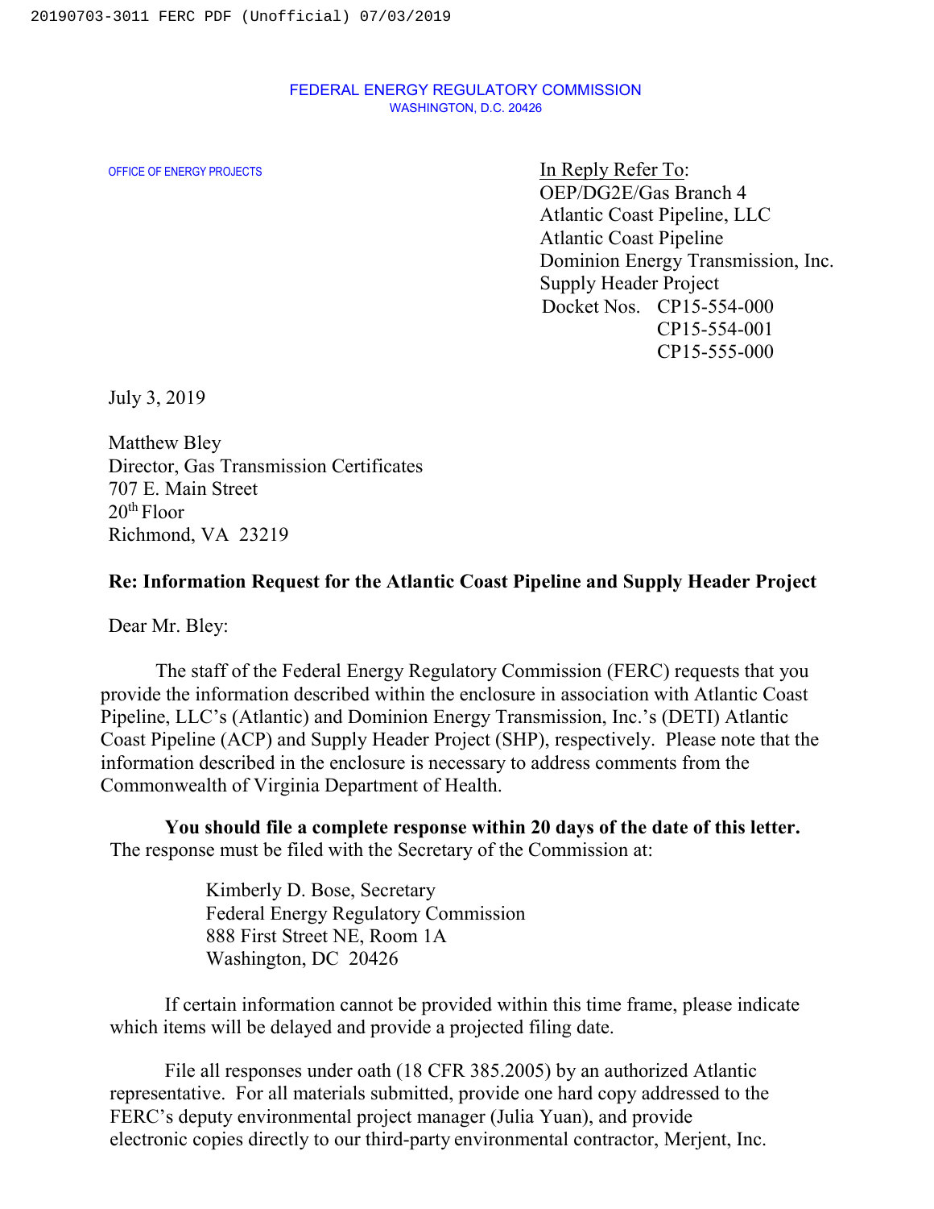FEDERAL ENERGY REGULATORY COMMISSION
WASHINGTON, D.C. 20426

OFFICE OF ENERGY PROJECTS

In Reply Refer To:
OEP/DG2E/Gas Branch 4
Atlantic Coast Pipeline, LLC
Atlantic Coast Pipeline
Dominion Energy Transmission, Inc.
Supply Header Project
Docket Nos. CP15-554-000
CP15-554-001
CP15-555-000

July 3, 2019

Matthew Bley
Director, Gas Transmission Certificates
707 E. Main Street
20th Floor
Richmond, VA 23219

**Re: Information Request for the Atlantic Coast Pipeline and Supply Header Project**

Dear Mr. Bley:

The staff of the Federal Energy Regulatory Commission (FERC) requests that you provide the information described within the enclosure in association with Atlantic Coast Pipeline, LLC's (Atlantic) and Dominion Energy Transmission, Inc.'s (DETI) Atlantic Coast Pipeline (ACP) and Supply Header Project (SHP), respectively. Please note that the information described in the enclosure is necessary to address comments from the Commonwealth of Virginia Department of Health.

**You should file a complete response within 20 days of the date of this letter.** The response must be filed with the Secretary of the Commission at:

Kimberly D. Bose, Secretary
Federal Energy Regulatory Commission
888 First Street NE, Room 1A
Washington, DC 20426

If certain information cannot be provided within this time frame, please indicate which items will be delayed and provide a projected filing date.

File all responses under oath (18 CFR 385.2005) by an authorized Atlantic representative. For all materials submitted, provide one hard copy addressed to the FERC's deputy environmental project manager (Julia Yuan), and provide electronic copies directly to our third-party environmental contractor, Merjent, Inc.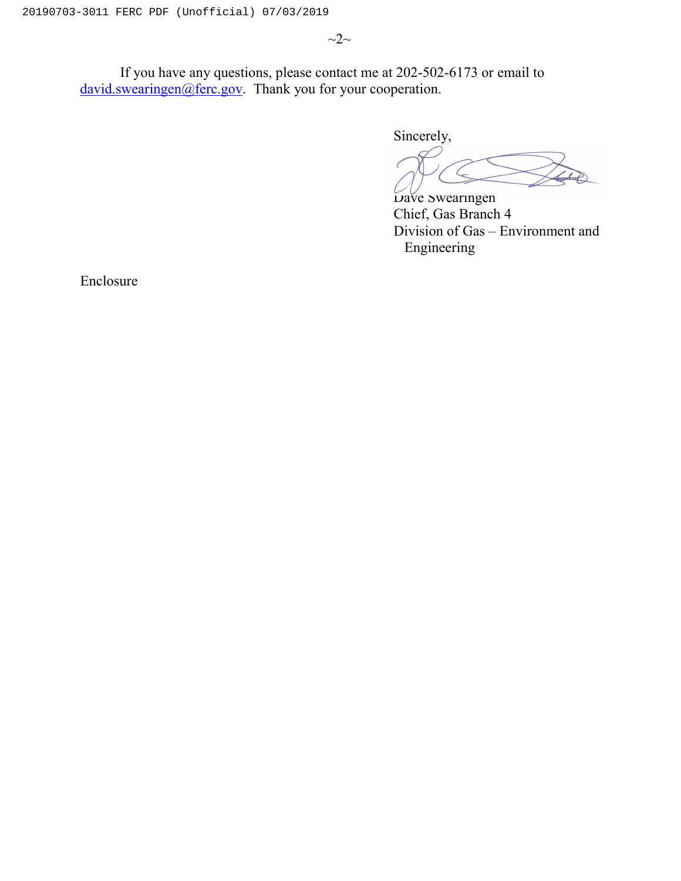If you have any questions, please contact me at 202-502-6173 or email to david.swearingen@ferc.gov. Thank you for your cooperation.

Sincerely,

Dave Swearingen
Chief, Gas Branch 4
Division of Gas – Environment and Engineering

Enclosure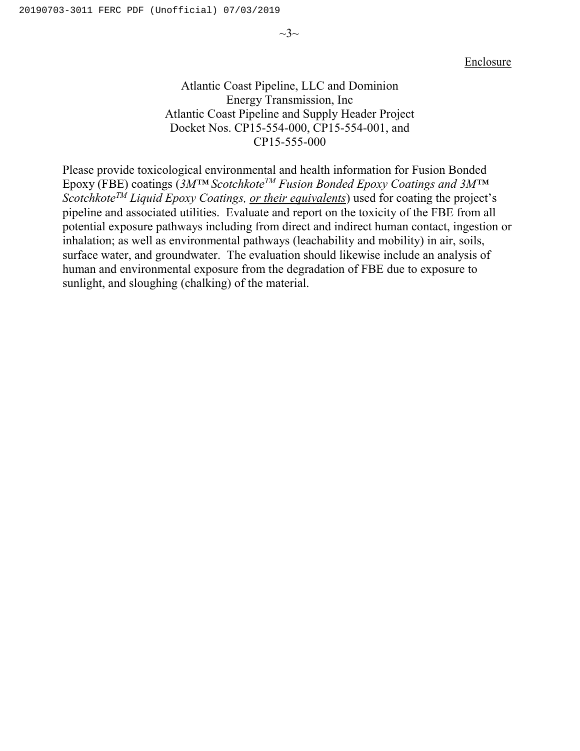Enclosure

Atlantic Coast Pipeline, LLC and Dominion Energy Transmission, Inc
Atlantic Coast Pipeline and Supply Header Project
Docket Nos. CP15-554-000, CP15-554-001, and CP15-555-000

Please provide toxicological environmental and health information for Fusion Bonded Epoxy (FBE) coatings (*3M™ Scotchkote™ Fusion Bonded Epoxy Coatings and 3M™ Scotchkote™ Liquid Epoxy Coatings, <u>or their equivalents</u>*) used for coating the project's pipeline and associated utilities. Evaluate and report on the toxicity of the FBE from all potential exposure pathways including from direct and indirect human contact, ingestion or inhalation; as well as environmental pathways (leachability and mobility) in air, soils, surface water, and groundwater. The evaluation should likewise include an analysis of human and environmental exposure from the degradation of FBE due to exposure to sunlight, and sloughing (chalking) of the material.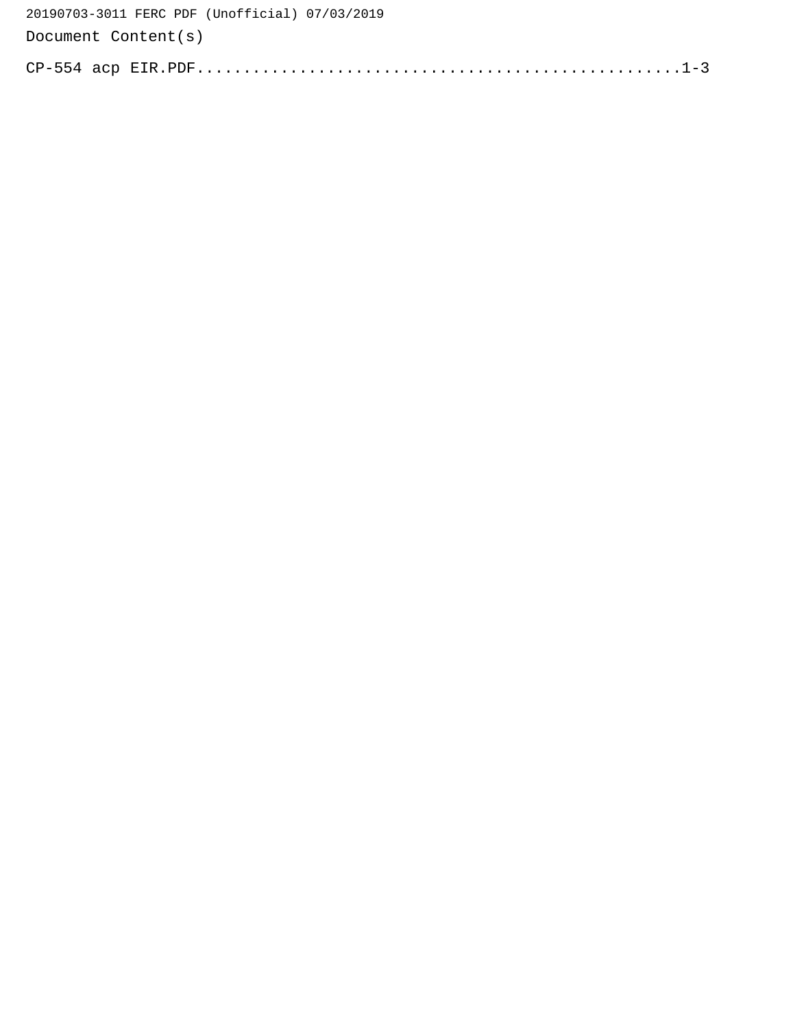20190703-3011 FERC PDF (Unofficial) 07/03/2019

Document Content(s)

CP-554 acp EIR.PDF......................................................1-3